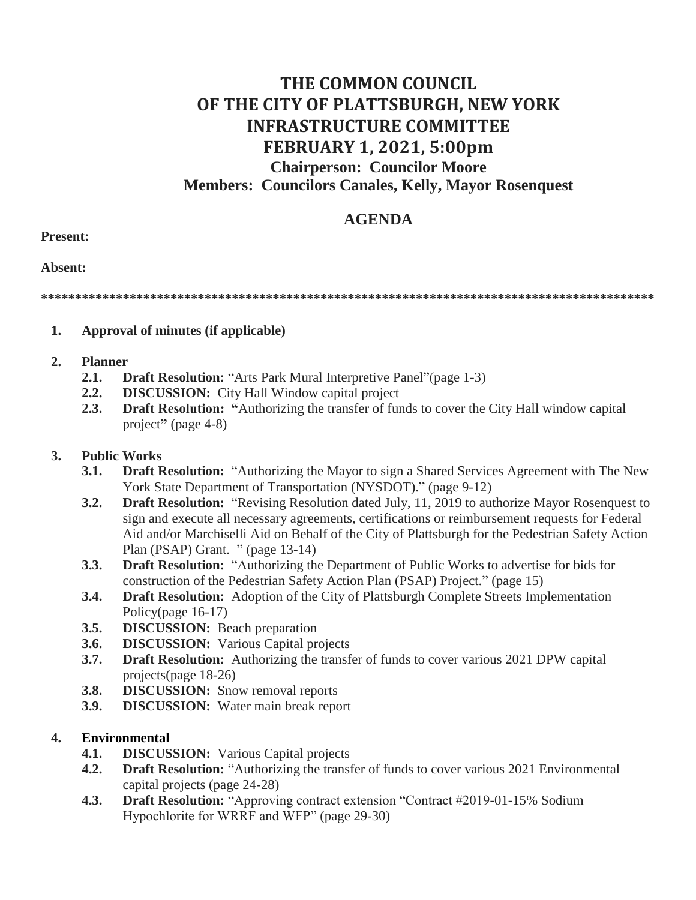# THE COMMON COUNCIL
# OF THE CITY OF PLATTSBURGH, NEW YORK
# INFRASTRUCTURE COMMITTEE
# FEBRUARY 1, 2021, 5:00pm

**Chairperson: Councilor Moore**

**Members: Councilors Canales, Kelly, Mayor Rosenquest**

## AGENDA

**Present:**

**Absent:**

**************************************************************************************************

1. **Approval of minutes (if applicable)**

2. **Planner**
   - **2.1. Draft Resolution:** "Arts Park Mural Interpretive Panel"(page 1-3)
   - **2.2. DISCUSSION:** City Hall Window capital project
   - **2.3. Draft Resolution: "**Authorizing the transfer of funds to cover the City Hall window capital project**"** (page 4-8)

3. **Public Works**
   - **3.1. Draft Resolution:** "Authorizing the Mayor to sign a Shared Services Agreement with The New York State Department of Transportation (NYSDOT)." (page 9-12)
   - **3.2. Draft Resolution:** "Revising Resolution dated July, 11, 2019 to authorize Mayor Rosenquest to sign and execute all necessary agreements, certifications or reimbursement requests for Federal Aid and/or Marchiselli Aid on Behalf of the City of Plattsburgh for the Pedestrian Safety Action Plan (PSAP) Grant. " (page 13-14)
   - **3.3. Draft Resolution:** "Authorizing the Department of Public Works to advertise for bids for construction of the Pedestrian Safety Action Plan (PSAP) Project." (page 15)
   - **3.4. Draft Resolution:** Adoption of the City of Plattsburgh Complete Streets Implementation Policy(page 16-17)
   - **3.5. DISCUSSION:** Beach preparation
   - **3.6. DISCUSSION:** Various Capital projects
   - **3.7. Draft Resolution:** Authorizing the transfer of funds to cover various 2021 DPW capital projects(page 18-26)
   - **3.8. DISCUSSION:** Snow removal reports
   - **3.9. DISCUSSION:** Water main break report

4. **Environmental**
   - **4.1. DISCUSSION:** Various Capital projects
   - **4.2. Draft Resolution:** "Authorizing the transfer of funds to cover various 2021 Environmental capital projects (page 24-28)
   - **4.3. Draft Resolution:** "Approving contract extension "Contract #2019-01-15% Sodium Hypochlorite for WRRF and WFP" (page 29-30)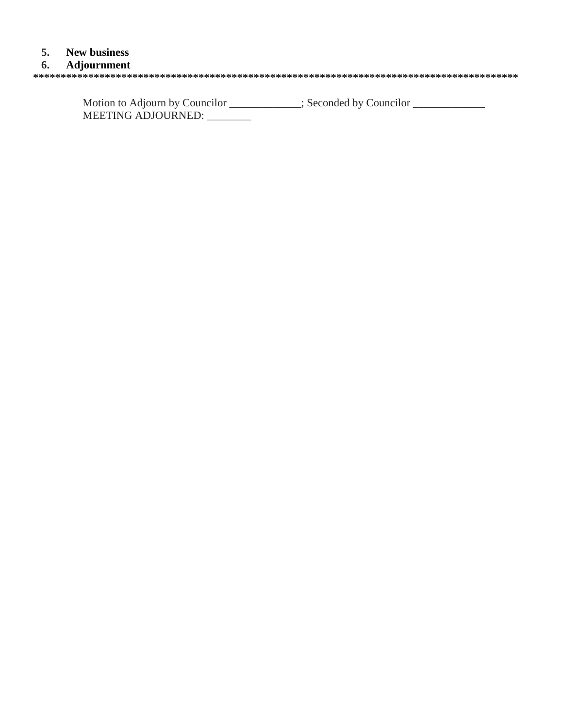5. **New business**
6. **Adjournment**

*******************************************************************************************

Motion to Adjourn by Councilor _____________; Seconded by Councilor _____________
MEETING ADJOURNED: ________